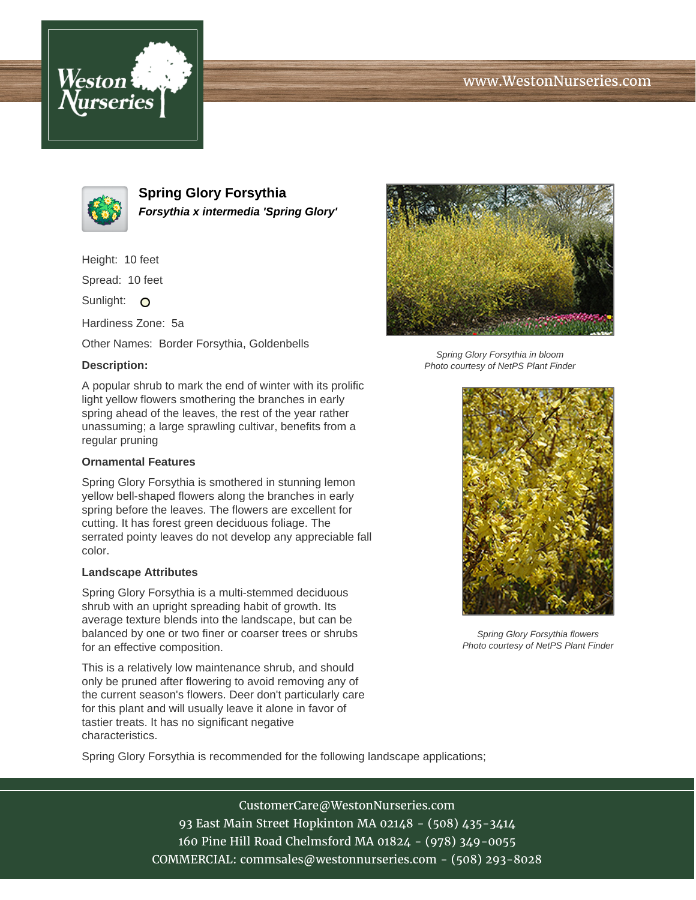# Spring Glory Forsythia

***Forsythia x intermedia 'Spring Glory'***

Height: 10 feet

Spread: 10 feet

Sunlight:

Hardiness Zone: 5a

Other Names: Border Forsythia, Goldenbells

**Description:**

A popular shrub to mark the end of winter with its prolific light yellow flowers smothering the branches in early spring ahead of the leaves, the rest of the year rather unassuming; a large sprawling cultivar, benefits from a regular pruning

**Ornamental Features**

Spring Glory Forsythia is smothered in stunning lemon yellow bell-shaped flowers along the branches in early spring before the leaves. The flowers are excellent for cutting. It has forest green deciduous foliage. The serrated pointy leaves do not develop any appreciable fall color.

**Landscape Attributes**

Spring Glory Forsythia is a multi-stemmed deciduous shrub with an upright spreading habit of growth. Its average texture blends into the landscape, but can be balanced by one or two finer or coarser trees or shrubs for an effective composition.

This is a relatively low maintenance shrub, and should only be pruned after flowering to avoid removing any of the current season's flowers. Deer don't particularly care for this plant and will usually leave it alone in favor of tastier treats. It has no significant negative characteristics.

*Spring Glory Forsythia in bloom*
*Photo courtesy of NetPS Plant Finder*

*Spring Glory Forsythia flowers*
*Photo courtesy of NetPS Plant Finder*

Spring Glory Forsythia is recommended for the following landscape applications;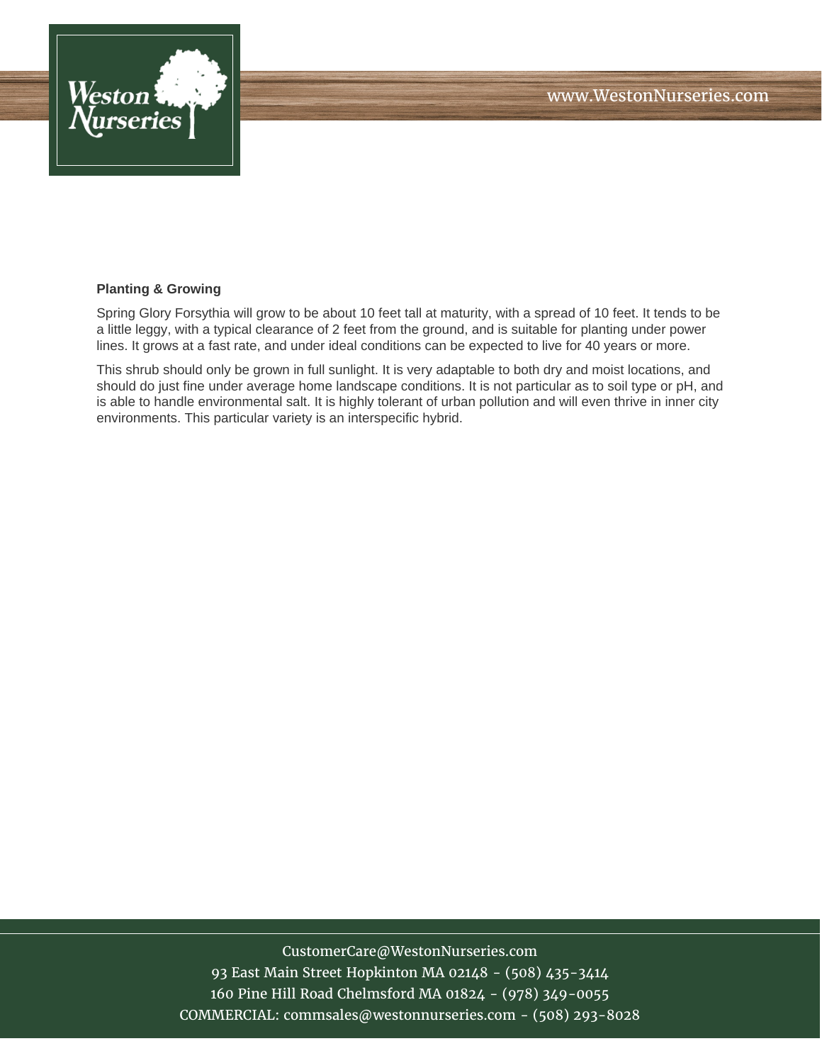## Planting & Growing

Spring Glory Forsythia will grow to be about 10 feet tall at maturity, with a spread of 10 feet. It tends to be a little leggy, with a typical clearance of 2 feet from the ground, and is suitable for planting under power lines. It grows at a fast rate, and under ideal conditions can be expected to live for 40 years or more.

This shrub should only be grown in full sunlight. It is very adaptable to both dry and moist locations, and should do just fine under average home landscape conditions. It is not particular as to soil type or pH, and is able to handle environmental salt. It is highly tolerant of urban pollution and will even thrive in inner city environments. This particular variety is an interspecific hybrid.